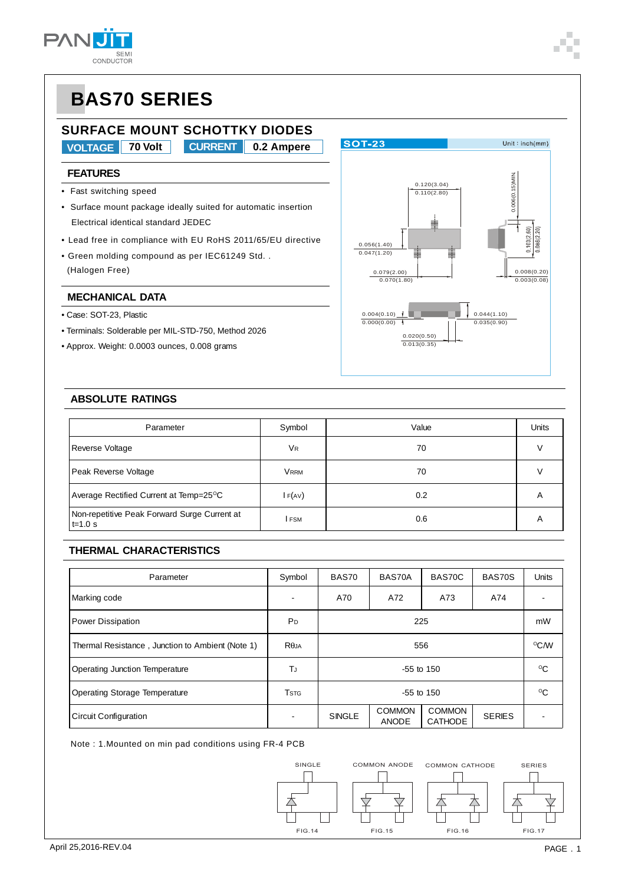# BAS70 SERIES

## SURFACE MOUNT SCHOTTKY DIODES

**VOLTAGE** 70 Volt **CURRENT** 0.2 Ampere

### FEATURES

- Fast switching speed
- Surface mount package ideally suited for automatic insertion
  Electrical identical standard JEDEC
- Lead free in compliance with EU RoHS 2011/65/EU directive
- Green molding compound as per IEC61249 Std. .
  (Halogen Free)

### MECHANICAL DATA

- Case: SOT-23, Plastic
- Terminals: Solderable per MIL-STD-750, Method 2026
- Approx. Weight: 0.0003 ounces, 0.008 grams

SOT-23 Unit : inch(mm)

0.120(3.04) 0.110(2.80)
0.006(0.15)MIN.
0.056(1.40) 0.047(1.20)
0.103(2.60) 0.086(2.20)
0.079(2.00) 0.070(1.80)
0.008(0.20) 0.003(0.08)
0.004(0.10) 0.000(0.00)
0.044(1.10) 0.035(0.90)
0.020(0.50) 0.013(0.35)

### ABSOLUTE RATINGS

| Parameter | Symbol | Value | Units |
|---|---|---|---|
| Reverse Voltage | $V_R$ | 70 | V |
| Peak Reverse Voltage | $V_{RRM}$ | 70 | V |
| Average Rectified Current at Temp=25°C | $I_{F(AV)}$ | 0.2 | A |
| Non-repetitive Peak Forward Surge Current at t=1.0 s | $I_{FSM}$ | 0.6 | A |

### THERMAL CHARACTERISTICS

| Parameter | Symbol | BAS70 | BAS70A | BAS70C | BAS70S | Units |
|---|---|---|---|---|---|---|
| Marking code | - | A70 | A72 | A73 | A74 | - |
| Power Dissipation | $P_D$ | 225 | | | | mW |
| Thermal Resistance , Junction to Ambient (Note 1) | $R_{\theta JA}$ | 556 | | | | °C/W |
| Operating Junction Temperature | $T_J$ | -55 to 150 | | | | °C |
| Operating Storage Temperature | $T_{STG}$ | -55 to 150 | | | | °C |
| Circuit Configuration | - | SINGLE | COMMON ANODE | COMMON CATHODE | SERIES | - |

Note : 1.Mounted on min pad conditions using FR-4 PCB

SINGLE — FIG.14
COMMON ANODE — FIG.15
COMMON CATHODE — FIG.16
SERIES — FIG.17

April 25,2016-REV.04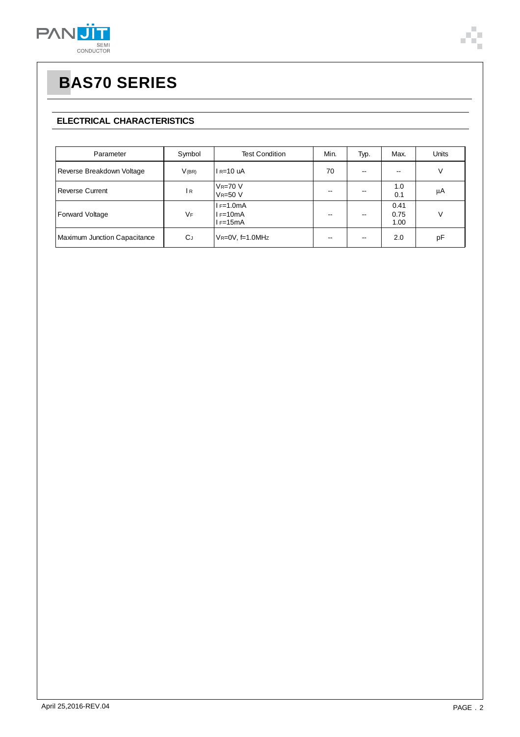# BAS70 SERIES

## ELECTRICAL CHARACTERISTICS

| Parameter | Symbol | Test Condition | Min. | Typ. | Max. | Units |
|---|---|---|---|---|---|---|
| Reverse Breakdown Voltage | $V_{(BR)}$ | $I_R$=10 uA | 70 | -- | -- | V |
| Reverse Current | $I_R$ | $V_R$=70 V<br>$V_R$=50 V | -- | -- | 1.0<br>0.1 | μA |
| Forward Voltage | $V_F$ | $I_F$=1.0mA<br>$I_F$=10mA<br>$I_F$=15mA | -- | -- | 0.41<br>0.75<br>1.00 | V |
| Maximum Junction Capacitance | $C_J$ | $V_R$=0V, f=1.0MHz | -- | -- | 2.0 | pF |

April 25,2016-REV.04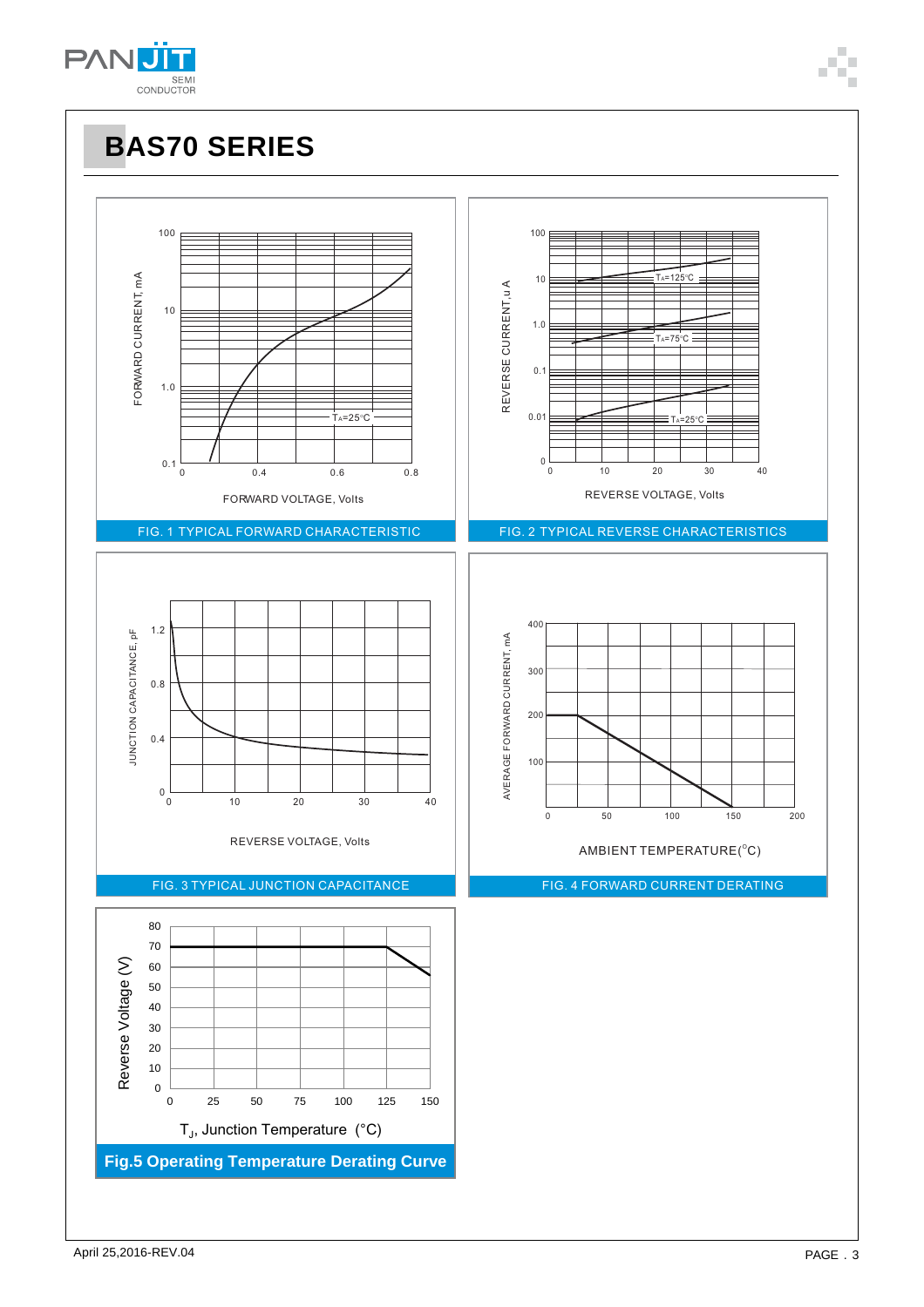# BAS70 SERIES

FORWARD CURRENT, mA

FORWARD VOLTAGE, Volts

$T_A$=25°C

FIG. 1 TYPICAL FORWARD CHARACTERISTIC

REVERSE CURRENT, uA

REVERSE VOLTAGE, Volts

$T_A$=125°C

$T_A$=75°C

$T_A$=25°C

FIG. 2 TYPICAL REVERSE CHARACTERISTICS

JUNCTION CAPACITANCE, pF

REVERSE VOLTAGE, Volts

FIG. 3 TYPICAL JUNCTION CAPACITANCE

AVERAGE FORWARD CURRENT, mA

AMBIENT TEMPERATURE(°C)

FIG. 4 FORWARD CURRENT DERATING

Reverse Voltage (V)

$T_J$, Junction Temperature (°C)

**Fig.5 Operating Temperature Derating Curve**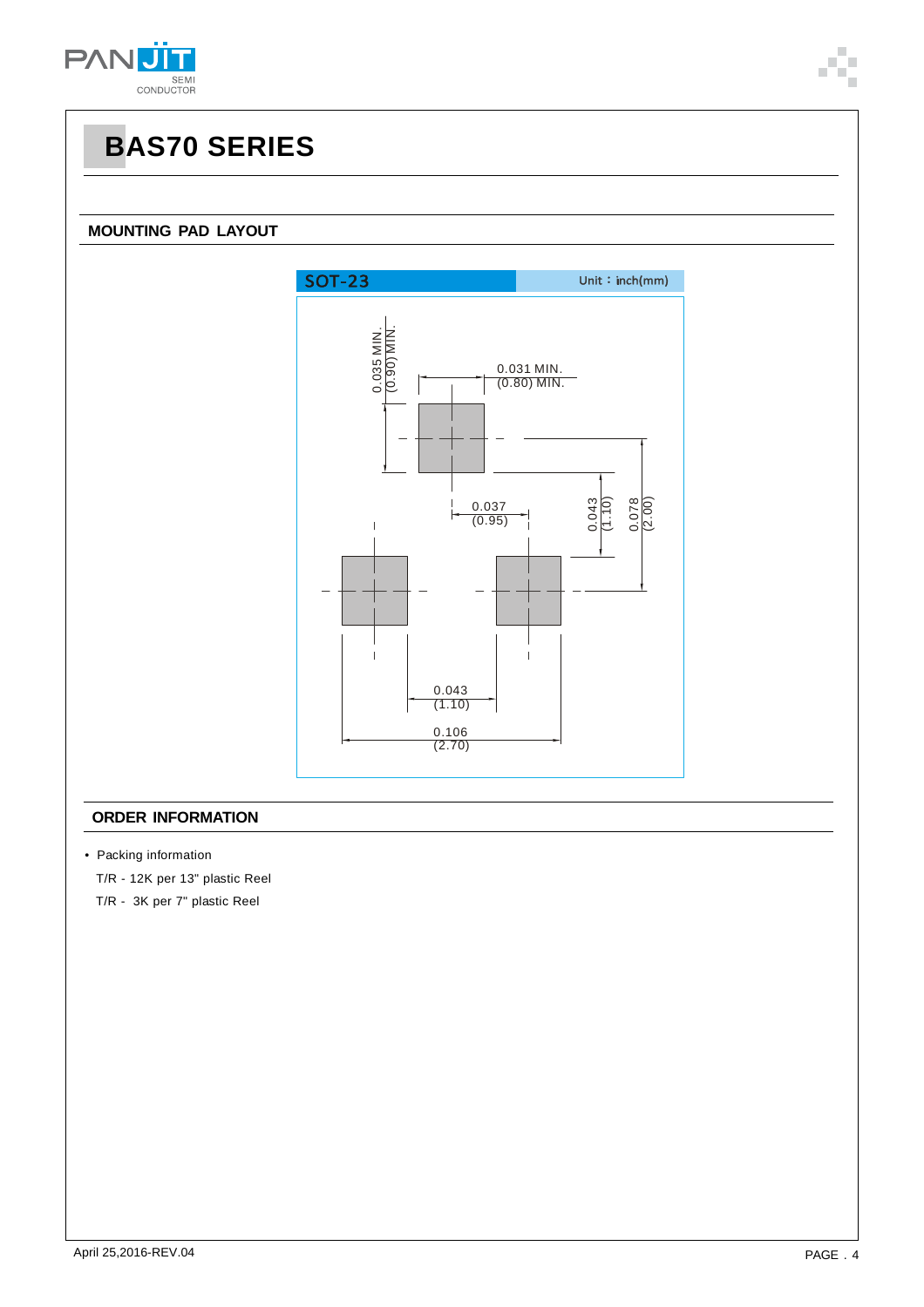# BAS70 SERIES

## MOUNTING PAD LAYOUT

SOT-23 Unit：inch(mm)

0.035 MIN. (0.90) MIN.

0.031 MIN. (0.80) MIN.

0.037 (0.95)

0.043 (1.10)

0.078 (2.00)

0.043 (1.10)

0.106 (2.70)

## ORDER INFORMATION

- Packing information

T/R - 12K per 13" plastic Reel

T/R - 3K per 7" plastic Reel

April 25,2016-REV.04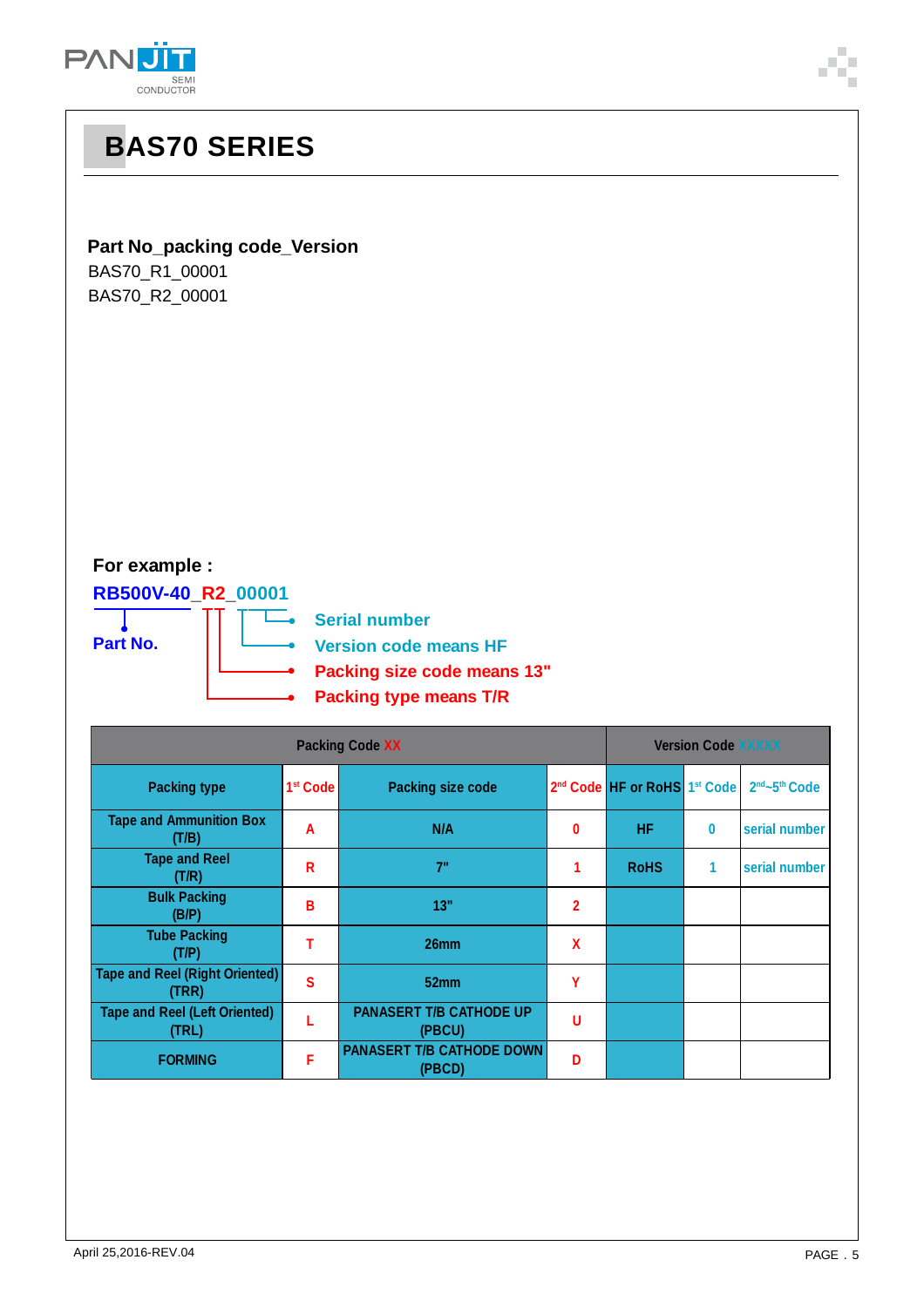# BAS70 SERIES

**Part No_packing code_Version**

BAS70_R1_00001

BAS70_R2_00001

**For example :**

**RB500V-40_R2_00001**

**Part No.**

- **Serial number**
- **Version code means HF**
- **Packing size code means 13"**
- **Packing type means T/R**

| Packing Code XX | | | | Version Code XXXXX | | |
|---|---|---|---|---|---|---|
| Packing type | 1st Code | Packing size code | 2nd Code | HF or RoHS | 1st Code | 2nd~5th Code |
| Tape and Ammunition Box (T/B) | A | N/A | 0 | HF | 0 | serial number |
| Tape and Reel (T/R) | R | 7" | 1 | RoHS | 1 | serial number |
| Bulk Packing (B/P) | B | 13" | 2 | | | |
| Tube Packing (T/P) | T | 26mm | X | | | |
| Tape and Reel (Right Oriented) (TRR) | S | 52mm | Y | | | |
| Tape and Reel (Left Oriented) (TRL) | L | PANASERT T/B CATHODE UP (PBCU) | U | | | |
| FORMING | F | PANASERT T/B CATHODE DOWN (PBCD) | D | | | |

April 25,2016-REV.04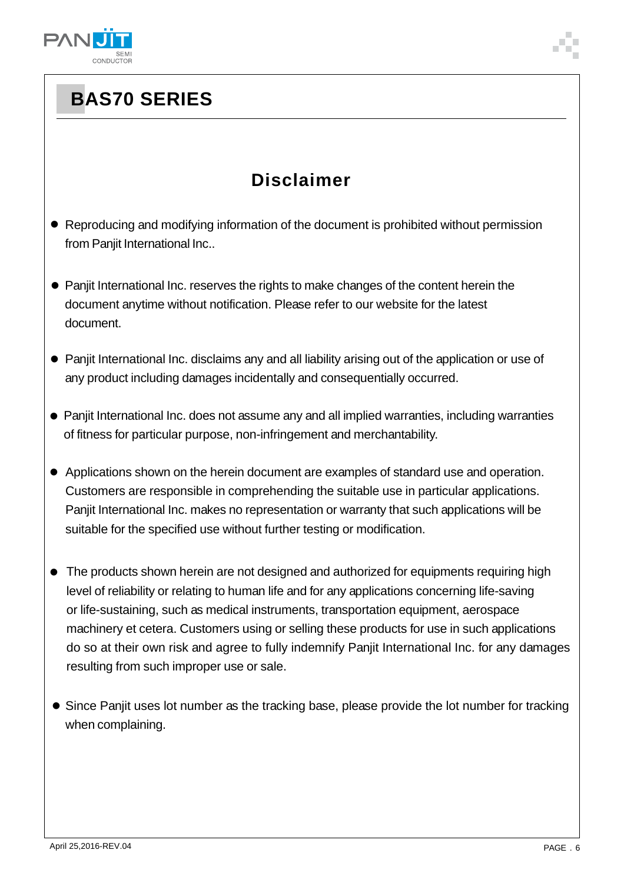# BAS70 SERIES

## Disclaimer

- Reproducing and modifying information of the document is prohibited without permission from Panjit International Inc..
- Panjit International Inc. reserves the rights to make changes of the content herein the document anytime without notification. Please refer to our website for the latest document.
- Panjit International Inc. disclaims any and all liability arising out of the application or use of any product including damages incidentally and consequentially occurred.
- Panjit International Inc. does not assume any and all implied warranties, including warranties of fitness for particular purpose, non-infringement and merchantability.
- Applications shown on the herein document are examples of standard use and operation. Customers are responsible in comprehending the suitable use in particular applications. Panjit International Inc. makes no representation or warranty that such applications will be suitable for the specified use without further testing or modification.
- The products shown herein are not designed and authorized for equipments requiring high level of reliability or relating to human life and for any applications concerning life-saving or life-sustaining, such as medical instruments, transportation equipment, aerospace machinery et cetera. Customers using or selling these products for use in such applications do so at their own risk and agree to fully indemnify Panjit International Inc. for any damages resulting from such improper use or sale.
- Since Panjit uses lot number as the tracking base, please provide the lot number for tracking when complaining.

April 25,2016-REV.04